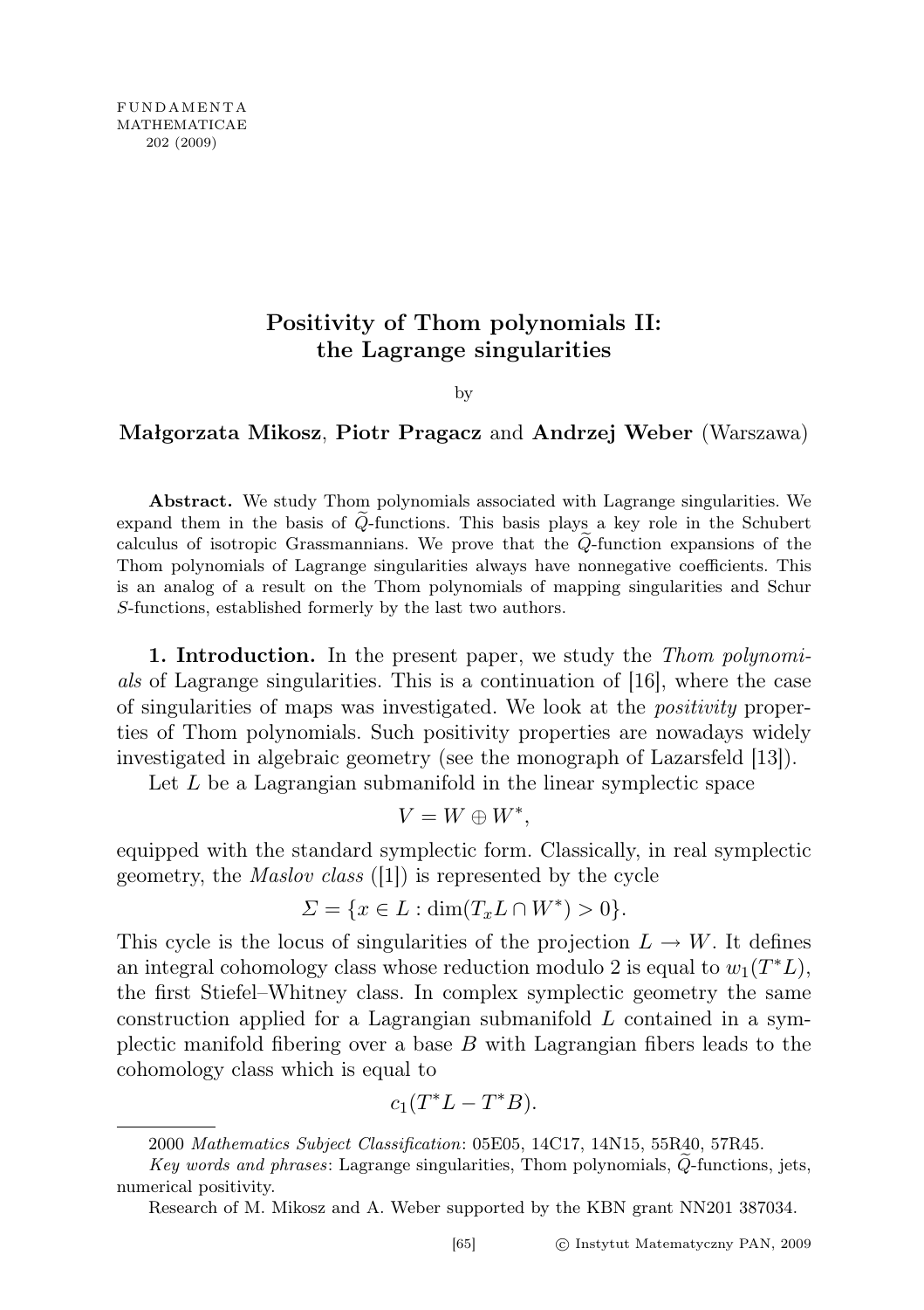# Positivity of Thom polynomials II: the Lagrange singularities

by

**Małgorzata Mikosz**, **Piotr Pragacz** and **Andrzej Weber** (Warszawa)

**Abstract.** We study Thom polynomials associated with Lagrange singularities. We expand them in the basis of $\widetilde{Q}$-functions. This basis plays a key role in the Schubert calculus of isotropic Grassmannians. We prove that the $\widetilde{Q}$-function expansions of the Thom polynomials of Lagrange singularities always have nonnegative coefficients. This is an analog of a result on the Thom polynomials of mapping singularities and Schur $S$-functions, established formerly by the last two authors.

**1. Introduction.** In the present paper, we study the *Thom polynomials* of Lagrange singularities. This is a continuation of [16], where the case of singularities of maps was investigated. We look at the *positivity* properties of Thom polynomials. Such positivity properties are nowadays widely investigated in algebraic geometry (see the monograph of Lazarsfeld [13]).

Let $L$ be a Lagrangian submanifold in the linear symplectic space

$$V = W \oplus W^*,$$

equipped with the standard symplectic form. Classically, in real symplectic geometry, the *Maslov class* ([1]) is represented by the cycle

$$\Sigma = \{x \in L : \dim(T_x L \cap W^*) > 0\}.$$

This cycle is the locus of singularities of the projection $L \to W$. It defines an integral cohomology class whose reduction modulo 2 is equal to $w_1(T^*L)$, the first Stiefel–Whitney class. In complex symplectic geometry the same construction applied for a Lagrangian submanifold $L$ contained in a symplectic manifold fibering over a base $B$ with Lagrangian fibers leads to the cohomology class which is equal to

$$c_1(T^*L - T^*B).$$

---

2000 *Mathematics Subject Classification*: 05E05, 14C17, 14N15, 55R40, 57R45.

*Key words and phrases*: Lagrange singularities, Thom polynomials, $\widetilde{Q}$-functions, jets, numerical positivity.

Research of M. Mikosz and A. Weber supported by the KBN grant NN201 387034.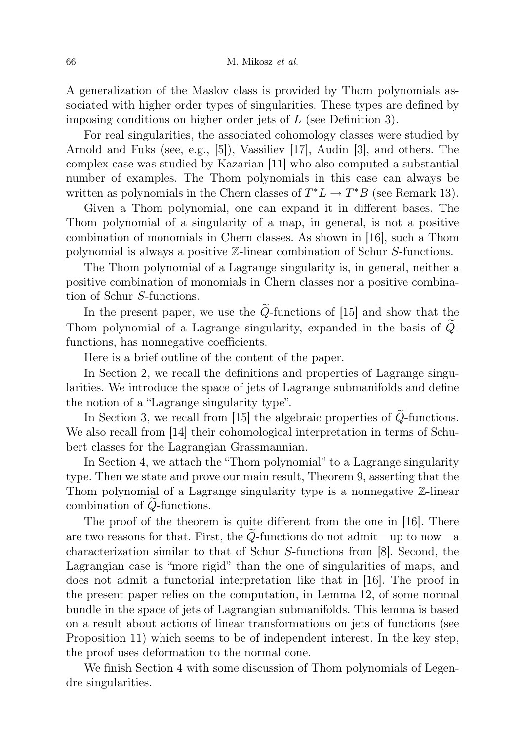A generalization of the Maslov class is provided by Thom polynomials associated with higher order types of singularities. These types are defined by imposing conditions on higher order jets of $L$ (see Definition 3).

For real singularities, the associated cohomology classes were studied by Arnold and Fuks (see, e.g., [5]), Vassiliev [17], Audin [3], and others. The complex case was studied by Kazarian [11] who also computed a substantial number of examples. The Thom polynomials in this case can always be written as polynomials in the Chern classes of $T^*L \to T^*B$ (see Remark 13).

Given a Thom polynomial, one can expand it in different bases. The Thom polynomial of a singularity of a map, in general, is not a positive combination of monomials in Chern classes. As shown in [16], such a Thom polynomial is always a positive $\mathbb{Z}$-linear combination of Schur $S$-functions.

The Thom polynomial of a Lagrange singularity is, in general, neither a positive combination of monomials in Chern classes nor a positive combination of Schur $S$-functions.

In the present paper, we use the $\widetilde{Q}$-functions of [15] and show that the Thom polynomial of a Lagrange singularity, expanded in the basis of $\widetilde{Q}$-functions, has nonnegative coefficients.

Here is a brief outline of the content of the paper.

In Section 2, we recall the definitions and properties of Lagrange singularities. We introduce the space of jets of Lagrange submanifolds and define the notion of a "Lagrange singularity type".

In Section 3, we recall from [15] the algebraic properties of $\widetilde{Q}$-functions. We also recall from [14] their cohomological interpretation in terms of Schubert classes for the Lagrangian Grassmannian.

In Section 4, we attach the "Thom polynomial" to a Lagrange singularity type. Then we state and prove our main result, Theorem 9, asserting that the Thom polynomial of a Lagrange singularity type is a nonnegative $\mathbb{Z}$-linear combination of $\widetilde{Q}$-functions.

The proof of the theorem is quite different from the one in [16]. There are two reasons for that. First, the $\widetilde{Q}$-functions do not admit—up to now—a characterization similar to that of Schur $S$-functions from [8]. Second, the Lagrangian case is "more rigid" than the one of singularities of maps, and does not admit a functorial interpretation like that in [16]. The proof in the present paper relies on the computation, in Lemma 12, of some normal bundle in the space of jets of Lagrangian submanifolds. This lemma is based on a result about actions of linear transformations on jets of functions (see Proposition 11) which seems to be of independent interest. In the key step, the proof uses deformation to the normal cone.

We finish Section 4 with some discussion of Thom polynomials of Legendre singularities.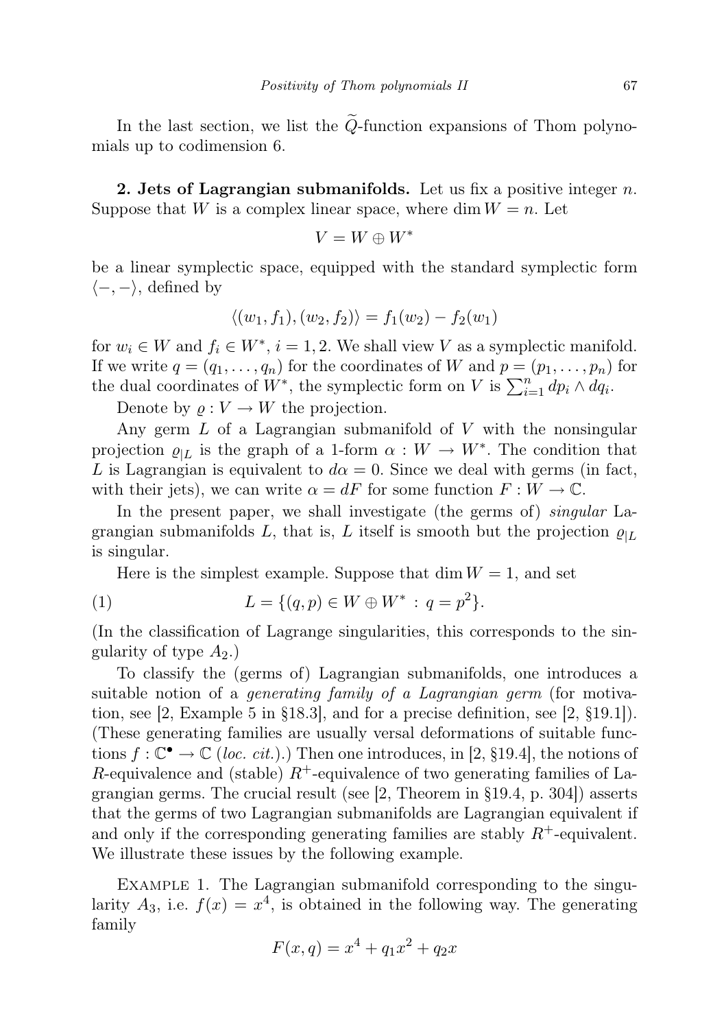In the last section, we list the $\widetilde{Q}$-function expansions of Thom polynomials up to codimension 6.

**2. Jets of Lagrangian submanifolds.** Let us fix a positive integer $n$. Suppose that $W$ is a complex linear space, where $\dim W = n$. Let

$$V = W \oplus W^*$$

be a linear symplectic space, equipped with the standard symplectic form $\langle -, - \rangle$, defined by

$$\langle (w_1, f_1), (w_2, f_2) \rangle = f_1(w_2) - f_2(w_1)$$

for $w_i \in W$ and $f_i \in W^*$, $i = 1, 2$. We shall view $V$ as a symplectic manifold. If we write $q = (q_1, \ldots, q_n)$ for the coordinates of $W$ and $p = (p_1, \ldots, p_n)$ for the dual coordinates of $W^*$, the symplectic form on $V$ is $\sum_{i=1}^n dp_i \wedge dq_i$.

Denote by $\varrho : V \to W$ the projection.

Any germ $L$ of a Lagrangian submanifold of $V$ with the nonsingular projection $\varrho_{|L}$ is the graph of a 1-form $\alpha : W \to W^*$. The condition that $L$ is Lagrangian is equivalent to $d\alpha = 0$. Since we deal with germs (in fact, with their jets), we can write $\alpha = dF$ for some function $F : W \to \mathbb{C}$.

In the present paper, we shall investigate (the germs of) *singular* Lagrangian submanifolds $L$, that is, $L$ itself is smooth but the projection $\varrho_{|L}$ is singular.

Here is the simplest example. Suppose that $\dim W = 1$, and set

$$L = \{(q, p) \in W \oplus W^* : q = p^2\}. \tag{1}$$

(In the classification of Lagrange singularities, this corresponds to the singularity of type $A_2$.)

To classify the (germs of) Lagrangian submanifolds, one introduces a suitable notion of a *generating family of a Lagrangian germ* (for motivation, see [2, Example 5 in §18.3], and for a precise definition, see [2, §19.1]). (These generating families are usually versal deformations of suitable functions $f : \mathbb{C}^\bullet \to \mathbb{C}$ (*loc. cit.*).) Then one introduces, in [2, §19.4], the notions of $R$-equivalence and (stable) $R^+$-equivalence of two generating families of Lagrangian germs. The crucial result (see [2, Theorem in §19.4, p. 304]) asserts that the germs of two Lagrangian submanifolds are Lagrangian equivalent if and only if the corresponding generating families are stably $R^+$-equivalent. We illustrate these issues by the following example.

Example 1. The Lagrangian submanifold corresponding to the singularity $A_3$, i.e. $f(x) = x^4$, is obtained in the following way. The generating family

$$F(x, q) = x^4 + q_1 x^2 + q_2 x$$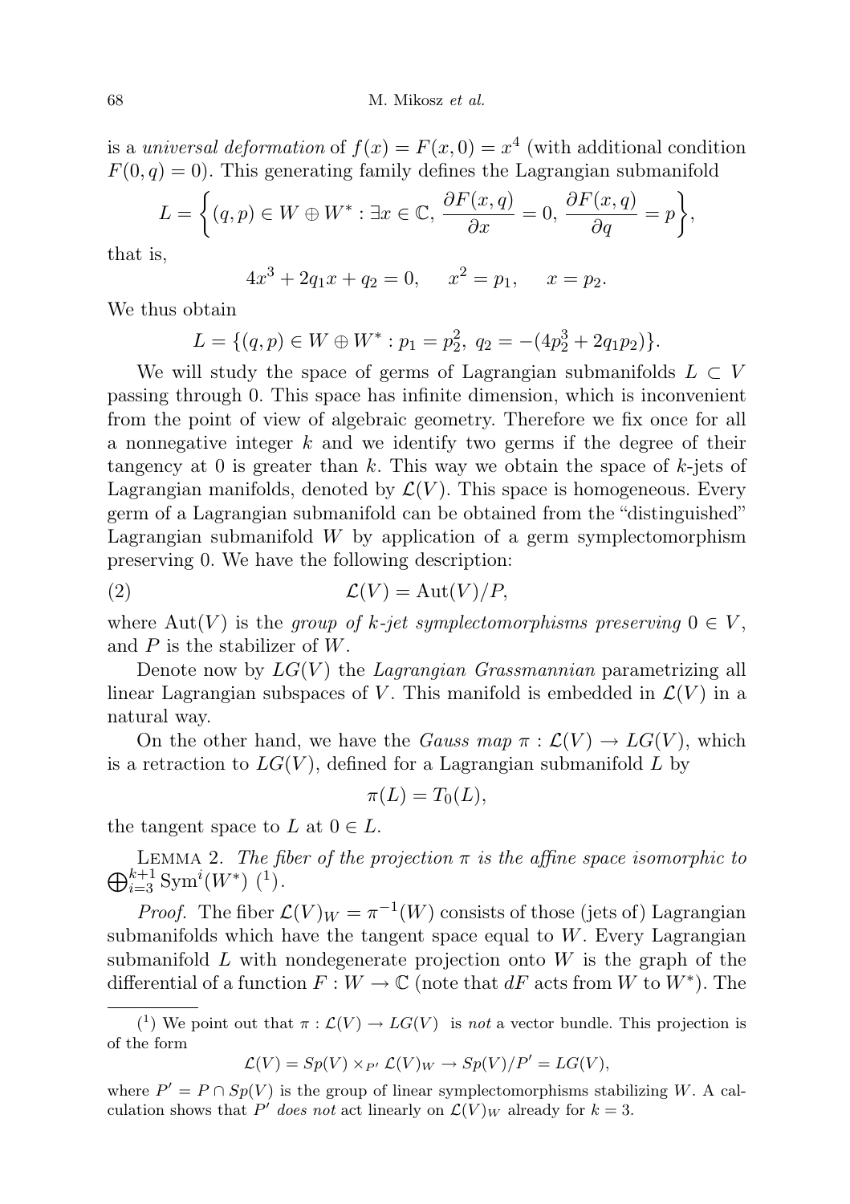is a *universal deformation* of $f(x) = F(x,0) = x^4$ (with additional condition $F(0,q) = 0$). This generating family defines the Lagrangian submanifold

$$L = \left\{(q,p) \in W \oplus W^* : \exists x \in \mathbb{C},\ \frac{\partial F(x,q)}{\partial x} = 0,\ \frac{\partial F(x,q)}{\partial q} = p\right\},$$

that is,

$$4x^3 + 2q_1 x + q_2 = 0, \quad x^2 = p_1, \quad x = p_2.$$

We thus obtain

$$L = \{(q,p) \in W \oplus W^* : p_1 = p_2^2,\ q_2 = -(4p_2^3 + 2q_1 p_2)\}.$$

We will study the space of germs of Lagrangian submanifolds $L \subset V$ passing through 0. This space has infinite dimension, which is inconvenient from the point of view of algebraic geometry. Therefore we fix once for all a nonnegative integer $k$ and we identify two germs if the degree of their tangency at 0 is greater than $k$. This way we obtain the space of $k$-jets of Lagrangian manifolds, denoted by $\mathcal{L}(V)$. This space is homogeneous. Every germ of a Lagrangian submanifold can be obtained from the "distinguished" Lagrangian submanifold $W$ by application of a germ symplectomorphism preserving 0. We have the following description:

$$\mathcal{L}(V) = \mathrm{Aut}(V)/P, \tag{2}$$

where $\mathrm{Aut}(V)$ is the *group of $k$-jet symplectomorphisms preserving* $0 \in V$, and $P$ is the stabilizer of $W$.

Denote now by $LG(V)$ the *Lagrangian Grassmannian* parametrizing all linear Lagrangian subspaces of $V$. This manifold is embedded in $\mathcal{L}(V)$ in a natural way.

On the other hand, we have the *Gauss map* $\pi : \mathcal{L}(V) \to LG(V)$, which is a retraction to $LG(V)$, defined for a Lagrangian submanifold $L$ by

$$\pi(L) = T_0(L),$$

the tangent space to $L$ at $0 \in L$.

LEMMA 2. *The fiber of the projection $\pi$ is the affine space isomorphic to* $\bigoplus_{i=3}^{k+1} \mathrm{Sym}^i(W^*)$ (1).

*Proof.* The fiber $\mathcal{L}(V)_W = \pi^{-1}(W)$ consists of those (jets of) Lagrangian submanifolds which have the tangent space equal to $W$. Every Lagrangian submanifold $L$ with nondegenerate projection onto $W$ is the graph of the differential of a function $F : W \to \mathbb{C}$ (note that $dF$ acts from $W$ to $W^*$). The

---

(1) We point out that $\pi : \mathcal{L}(V) \to LG(V)$ is *not* a vector bundle. This projection is of the form

$$\mathcal{L}(V) = Sp(V) \times_{P'} \mathcal{L}(V)_W \to Sp(V)/P' = LG(V),$$

where $P' = P \cap Sp(V)$ is the group of linear symplectomorphisms stabilizing $W$. A calculation shows that $P'$ *does not* act linearly on $\mathcal{L}(V)_W$ already for $k = 3$.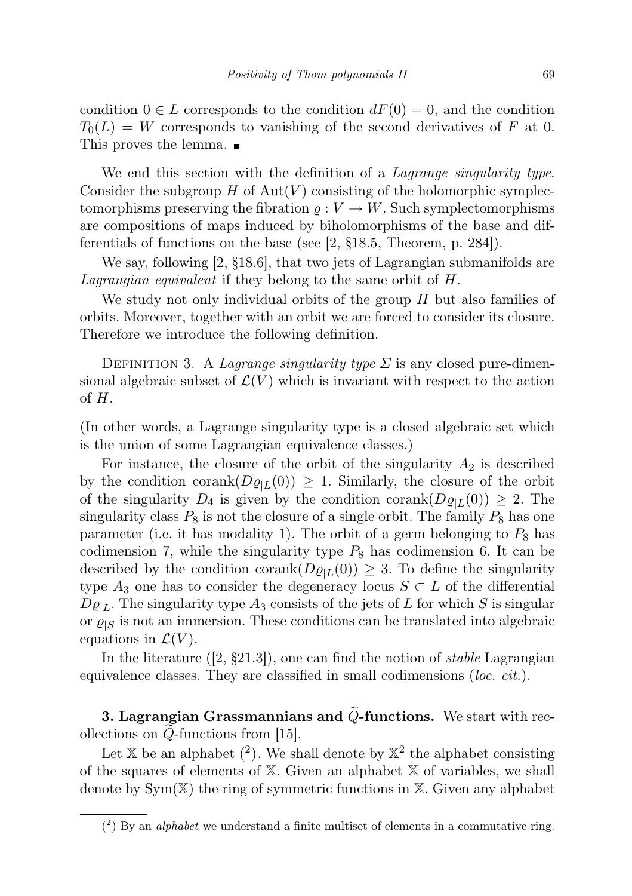condition $0 \in L$ corresponds to the condition $dF(0) = 0$, and the condition $T_0(L) = W$ corresponds to vanishing of the second derivatives of $F$ at 0. This proves the lemma. ∎

We end this section with the definition of a *Lagrange singularity type*. Consider the subgroup $H$ of $\mathrm{Aut}(V)$ consisting of the holomorphic symplectomorphisms preserving the fibration $\varrho : V \to W$. Such symplectomorphisms are compositions of maps induced by biholomorphisms of the base and differentials of functions on the base (see [2, §18.5, Theorem, p. 284]).

We say, following [2, §18.6], that two jets of Lagrangian submanifolds are *Lagrangian equivalent* if they belong to the same orbit of $H$.

We study not only individual orbits of the group $H$ but also families of orbits. Moreover, together with an orbit we are forced to consider its closure. Therefore we introduce the following definition.

Definition 3. A *Lagrange singularity type* $\Sigma$ is any closed pure-dimensional algebraic subset of $\mathcal{L}(V)$ which is invariant with respect to the action of $H$.

(In other words, a Lagrange singularity type is a closed algebraic set which is the union of some Lagrangian equivalence classes.)

For instance, the closure of the orbit of the singularity $A_2$ is described by the condition $\mathrm{corank}(D\varrho_{|L}(0)) \geq 1$. Similarly, the closure of the orbit of the singularity $D_4$ is given by the condition $\mathrm{corank}(D\varrho_{|L}(0)) \geq 2$. The singularity class $P_8$ is not the closure of a single orbit. The family $P_8$ has one parameter (i.e. it has modality 1). The orbit of a germ belonging to $P_8$ has codimension 7, while the singularity type $P_8$ has codimension 6. It can be described by the condition $\mathrm{corank}(D\varrho_{|L}(0)) \geq 3$. To define the singularity type $A_3$ one has to consider the degeneracy locus $S \subset L$ of the differential $D\varrho_{|L}$. The singularity type $A_3$ consists of the jets of $L$ for which $S$ is singular or $\varrho_{|S}$ is not an immersion. These conditions can be translated into algebraic equations in $\mathcal{L}(V)$.

In the literature ([2, §21.3]), one can find the notion of *stable* Lagrangian equivalence classes. They are classified in small codimensions (*loc. cit.*).

**3. Lagrangian Grassmannians and $\widetilde{Q}$-functions.** We start with recollections on $\widetilde{Q}$-functions from [15].

Let $\mathbb{X}$ be an alphabet (2). We shall denote by $\mathbb{X}^2$ the alphabet consisting of the squares of elements of $\mathbb{X}$. Given an alphabet $\mathbb{X}$ of variables, we shall denote by $\mathrm{Sym}(\mathbb{X})$ the ring of symmetric functions in $\mathbb{X}$. Given any alphabet

(2) By an *alphabet* we understand a finite multiset of elements in a commutative ring.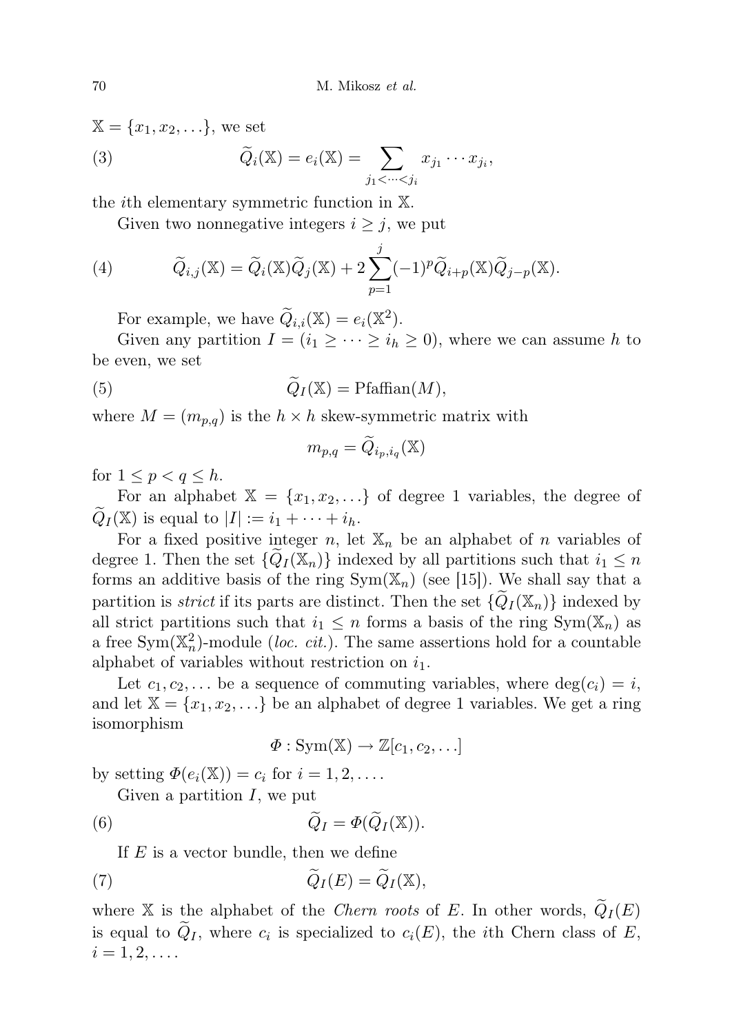$\mathbb{X} = \{x_1, x_2, \ldots\}$, we set

$$\widetilde{Q}_i(\mathbb{X}) = e_i(\mathbb{X}) = \sum_{j_1 < \cdots < j_i} x_{j_1} \cdots x_{j_i}, \tag{3}$$

the $i$th elementary symmetric function in $\mathbb{X}$.

Given two nonnegative integers $i \geq j$, we put

$$\widetilde{Q}_{i,j}(\mathbb{X}) = \widetilde{Q}_i(\mathbb{X})\widetilde{Q}_j(\mathbb{X}) + 2\sum_{p=1}^{j}(-1)^p \widetilde{Q}_{i+p}(\mathbb{X})\widetilde{Q}_{j-p}(\mathbb{X}). \tag{4}$$

For example, we have $\widetilde{Q}_{i,i}(\mathbb{X}) = e_i(\mathbb{X}^2)$.

Given any partition $I = (i_1 \geq \cdots \geq i_h \geq 0)$, where we can assume $h$ to be even, we set

$$\widetilde{Q}_I(\mathbb{X}) = \mathrm{Pfaffian}(M), \tag{5}$$

where $M = (m_{p,q})$ is the $h \times h$ skew-symmetric matrix with

$$m_{p,q} = \widetilde{Q}_{i_p,i_q}(\mathbb{X})$$

for $1 \leq p < q \leq h$.

For an alphabet $\mathbb{X} = \{x_1, x_2, \ldots\}$ of degree 1 variables, the degree of $\widetilde{Q}_I(\mathbb{X})$ is equal to $|I| := i_1 + \cdots + i_h$.

For a fixed positive integer $n$, let $\mathbb{X}_n$ be an alphabet of $n$ variables of degree 1. Then the set $\{\widetilde{Q}_I(\mathbb{X}_n)\}$ indexed by all partitions such that $i_1 \leq n$ forms an additive basis of the ring $\mathrm{Sym}(\mathbb{X}_n)$ (see [15]). We shall say that a partition is *strict* if its parts are distinct. Then the set $\{\widetilde{Q}_I(\mathbb{X}_n)\}$ indexed by all strict partitions such that $i_1 \leq n$ forms a basis of the ring $\mathrm{Sym}(\mathbb{X}_n)$ as a free $\mathrm{Sym}(\mathbb{X}_n^2)$-module (*loc. cit.*). The same assertions hold for a countable alphabet of variables without restriction on $i_1$.

Let $c_1, c_2, \ldots$ be a sequence of commuting variables, where $\deg(c_i) = i$, and let $\mathbb{X} = \{x_1, x_2, \ldots\}$ be an alphabet of degree 1 variables. We get a ring isomorphism

$$\Phi : \mathrm{Sym}(\mathbb{X}) \to \mathbb{Z}[c_1, c_2, \ldots]$$

by setting $\Phi(e_i(\mathbb{X})) = c_i$ for $i = 1, 2, \ldots$.

Given a partition $I$, we put

$$\widetilde{Q}_I = \Phi(\widetilde{Q}_I(\mathbb{X})). \tag{6}$$

If $E$ is a vector bundle, then we define

$$\widetilde{Q}_I(E) = \widetilde{Q}_I(\mathbb{X}), \tag{7}$$

where $\mathbb{X}$ is the alphabet of the *Chern roots* of $E$. In other words, $\widetilde{Q}_I(E)$ is equal to $\widetilde{Q}_I$, where $c_i$ is specialized to $c_i(E)$, the $i$th Chern class of $E$, $i = 1, 2, \ldots$.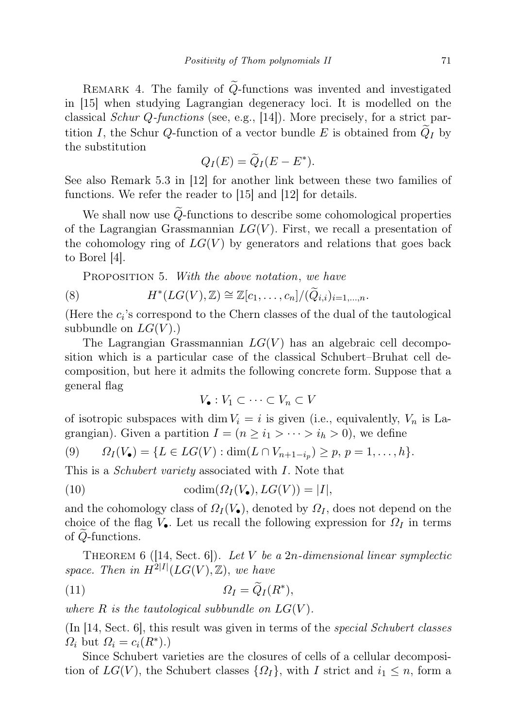REMARK 4. The family of $\widetilde{Q}$-functions was invented and investigated in [15] when studying Lagrangian degeneracy loci. It is modelled on the classical *Schur Q-functions* (see, e.g., [14]). More precisely, for a strict partition $I$, the Schur $Q$-function of a vector bundle $E$ is obtained from $\widetilde{Q}_I$ by the substitution

$$Q_I(E) = \widetilde{Q}_I(E - E^*).$$

See also Remark 5.3 in [12] for another link between these two families of functions. We refer the reader to [15] and [12] for details.

We shall now use $\widetilde{Q}$-functions to describe some cohomological properties of the Lagrangian Grassmannian $LG(V)$. First, we recall a presentation of the cohomology ring of $LG(V)$ by generators and relations that goes back to Borel [4].

PROPOSITION 5. *With the above notation, we have*

$$H^*(LG(V), \mathbb{Z}) \cong \mathbb{Z}[c_1, \dots, c_n]/(\widetilde{Q}_{i,i})_{i=1,\dots,n}. \tag{8}$$

(Here the $c_i$'s correspond to the Chern classes of the dual of the tautological subbundle on $LG(V)$.)

The Lagrangian Grassmannian $LG(V)$ has an algebraic cell decomposition which is a particular case of the classical Schubert–Bruhat cell decomposition, but here it admits the following concrete form. Suppose that a general flag

$$V_\bullet : V_1 \subset \dots \subset V_n \subset V$$

of isotropic subspaces with $\dim V_i = i$ is given (i.e., equivalently, $V_n$ is Lagrangian). Given a partition $I = (n \geq i_1 > \dots > i_h > 0)$, we define

$$\Omega_I(V_\bullet) = \{L \in LG(V) : \dim(L \cap V_{n+1-i_p}) \geq p,\ p = 1, \dots, h\}. \tag{9}$$

This is a *Schubert variety* associated with $I$. Note that

$$\operatorname{codim}(\Omega_I(V_\bullet), LG(V)) = |I|, \tag{10}$$

and the cohomology class of $\Omega_I(V_\bullet)$, denoted by $\Omega_I$, does not depend on the choice of the flag $V_\bullet$. Let us recall the following expression for $\Omega_I$ in terms of $\widetilde{Q}$-functions.

THEOREM 6 ([14, Sect. 6]). *Let $V$ be a $2n$-dimensional linear symplectic space. Then in $H^{2|I|}(LG(V), \mathbb{Z})$, we have*

$$\Omega_I = \widetilde{Q}_I(R^*), \tag{11}$$

*where $R$ is the tautological subbundle on $LG(V)$.*

(In [14, Sect. 6], this result was given in terms of the *special Schubert classes* $\Omega_i$ but $\Omega_i = c_i(R^*)$.)

Since Schubert varieties are the closures of cells of a cellular decomposition of $LG(V)$, the Schubert classes $\{\Omega_I\}$, with $I$ strict and $i_1 \leq n$, form a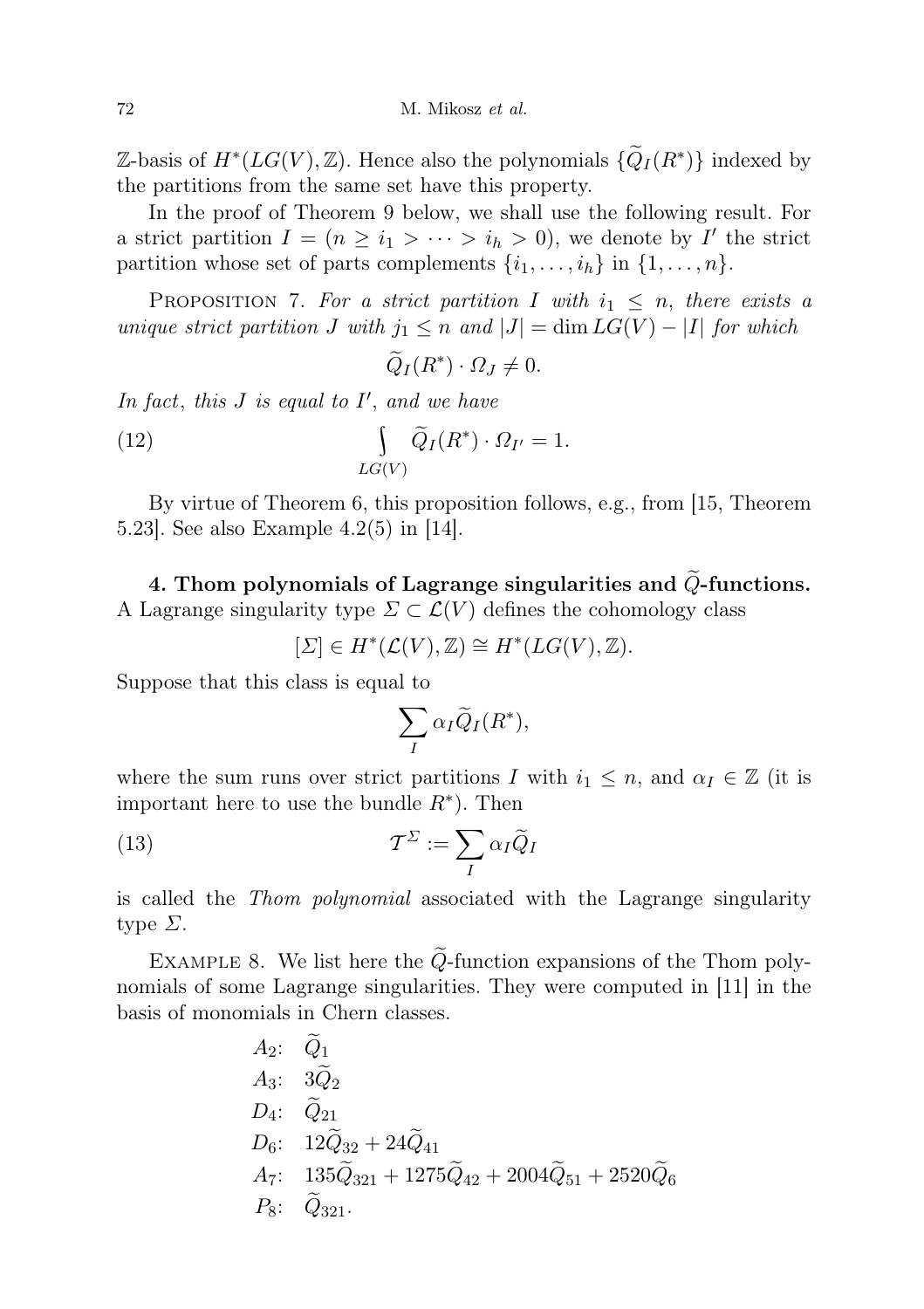$\mathbb{Z}$-basis of $H^*(LG(V),\mathbb{Z})$. Hence also the polynomials $\{\widetilde{Q}_I(R^*)\}$ indexed by the partitions from the same set have this property.

In the proof of Theorem 9 below, we shall use the following result. For a strict partition $I = (n \geq i_1 > \cdots > i_h > 0)$, we denote by $I'$ the strict partition whose set of parts complements $\{i_1, \ldots, i_h\}$ in $\{1, \ldots, n\}$.

Proposition 7. *For a strict partition $I$ with $i_1 \leq n$, there exists a unique strict partition $J$ with $j_1 \leq n$ and $|J| = \dim LG(V) - |I|$ for which*

$$\widetilde{Q}_I(R^*) \cdot \Omega_J \neq 0.$$

*In fact, this $J$ is equal to $I'$, and we have*

$$\int_{LG(V)} \widetilde{Q}_I(R^*) \cdot \Omega_{I'} = 1. \tag{12}$$

By virtue of Theorem 6, this proposition follows, e.g., from [15, Theorem 5.23]. See also Example 4.2(5) in [14].

**4. Thom polynomials of Lagrange singularities and $\widetilde{Q}$-functions.** A Lagrange singularity type $\Sigma \subset \mathcal{L}(V)$ defines the cohomology class

$$[\Sigma] \in H^*(\mathcal{L}(V),\mathbb{Z}) \cong H^*(LG(V),\mathbb{Z}).$$

Suppose that this class is equal to

$$\sum_I \alpha_I \widetilde{Q}_I(R^*),$$

where the sum runs over strict partitions $I$ with $i_1 \leq n$, and $\alpha_I \in \mathbb{Z}$ (it is important here to use the bundle $R^*$). Then

$$\mathcal{T}^\Sigma := \sum_I \alpha_I \widetilde{Q}_I \tag{13}$$

is called the *Thom polynomial* associated with the Lagrange singularity type $\Sigma$.

Example 8. We list here the $\widetilde{Q}$-function expansions of the Thom polynomials of some Lagrange singularities. They were computed in [11] in the basis of monomials in Chern classes.

$A_2$: $\widetilde{Q}_1$

$A_3$: $3\widetilde{Q}_2$

$D_4$: $\widetilde{Q}_{21}$

$D_6$: $12\widetilde{Q}_{32} + 24\widetilde{Q}_{41}$

$A_7$: $135\widetilde{Q}_{321} + 1275\widetilde{Q}_{42} + 2004\widetilde{Q}_{51} + 2520\widetilde{Q}_6$

$P_8$: $\widetilde{Q}_{321}$.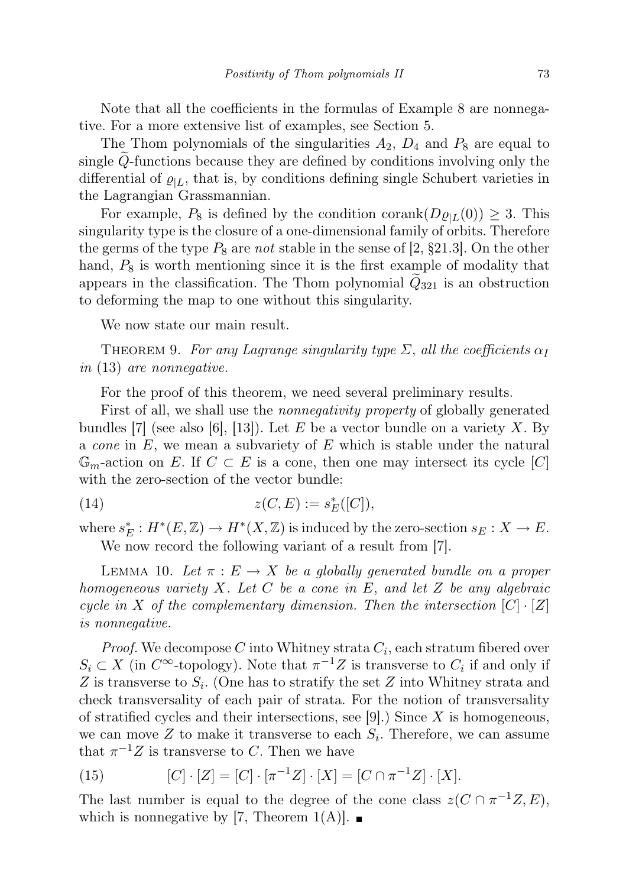Note that all the coefficients in the formulas of Example 8 are nonnegative. For a more extensive list of examples, see Section 5.

The Thom polynomials of the singularities $A_2$, $D_4$ and $P_8$ are equal to single $\widetilde{Q}$-functions because they are defined by conditions involving only the differential of $\varrho_{|L}$, that is, by conditions defining single Schubert varieties in the Lagrangian Grassmannian.

For example, $P_8$ is defined by the condition $\operatorname{corank}(D\varrho_{|L}(0)) \geq 3$. This singularity type is the closure of a one-dimensional family of orbits. Therefore the germs of the type $P_8$ are *not* stable in the sense of [2, §21.3]. On the other hand, $P_8$ is worth mentioning since it is the first example of modality that appears in the classification. The Thom polynomial $\widetilde{Q}_{321}$ is an obstruction to deforming the map to one without this singularity.

We now state our main result.

THEOREM 9. *For any Lagrange singularity type $\Sigma$, all the coefficients $\alpha_I$ in* (13) *are nonnegative.*

For the proof of this theorem, we need several preliminary results.

First of all, we shall use the *nonnegativity property* of globally generated bundles [7] (see also [6], [13]). Let $E$ be a vector bundle on a variety $X$. By a *cone* in $E$, we mean a subvariety of $E$ which is stable under the natural $\mathbb{G}_m$-action on $E$. If $C \subset E$ is a cone, then one may intersect its cycle $[C]$ with the zero-section of the vector bundle:

$$z(C,E) := s_E^*([C]), \tag{14}$$

where $s_E^* : H^*(E,\mathbb{Z}) \to H^*(X,\mathbb{Z})$ is induced by the zero-section $s_E : X \to E$.

We now record the following variant of a result from [7].

LEMMA 10. *Let $\pi : E \to X$ be a globally generated bundle on a proper homogeneous variety $X$. Let $C$ be a cone in $E$, and let $Z$ be any algebraic cycle in $X$ of the complementary dimension. Then the intersection $[C] \cdot [Z]$ is nonnegative.*

*Proof.* We decompose $C$ into Whitney strata $C_i$, each stratum fibered over $S_i \subset X$ (in $C^\infty$-topology). Note that $\pi^{-1}Z$ is transverse to $C_i$ if and only if $Z$ is transverse to $S_i$. (One has to stratify the set $Z$ into Whitney strata and check transversality of each pair of strata. For the notion of transversality of stratified cycles and their intersections, see [9].) Since $X$ is homogeneous, we can move $Z$ to make it transverse to each $S_i$. Therefore, we can assume that $\pi^{-1}Z$ is transverse to $C$. Then we have

$$[C] \cdot [Z] = [C] \cdot [\pi^{-1}Z] \cdot [X] = [C \cap \pi^{-1}Z] \cdot [X]. \tag{15}$$

The last number is equal to the degree of the cone class $z(C \cap \pi^{-1}Z, E)$, which is nonnegative by [7, Theorem 1(A)]. ■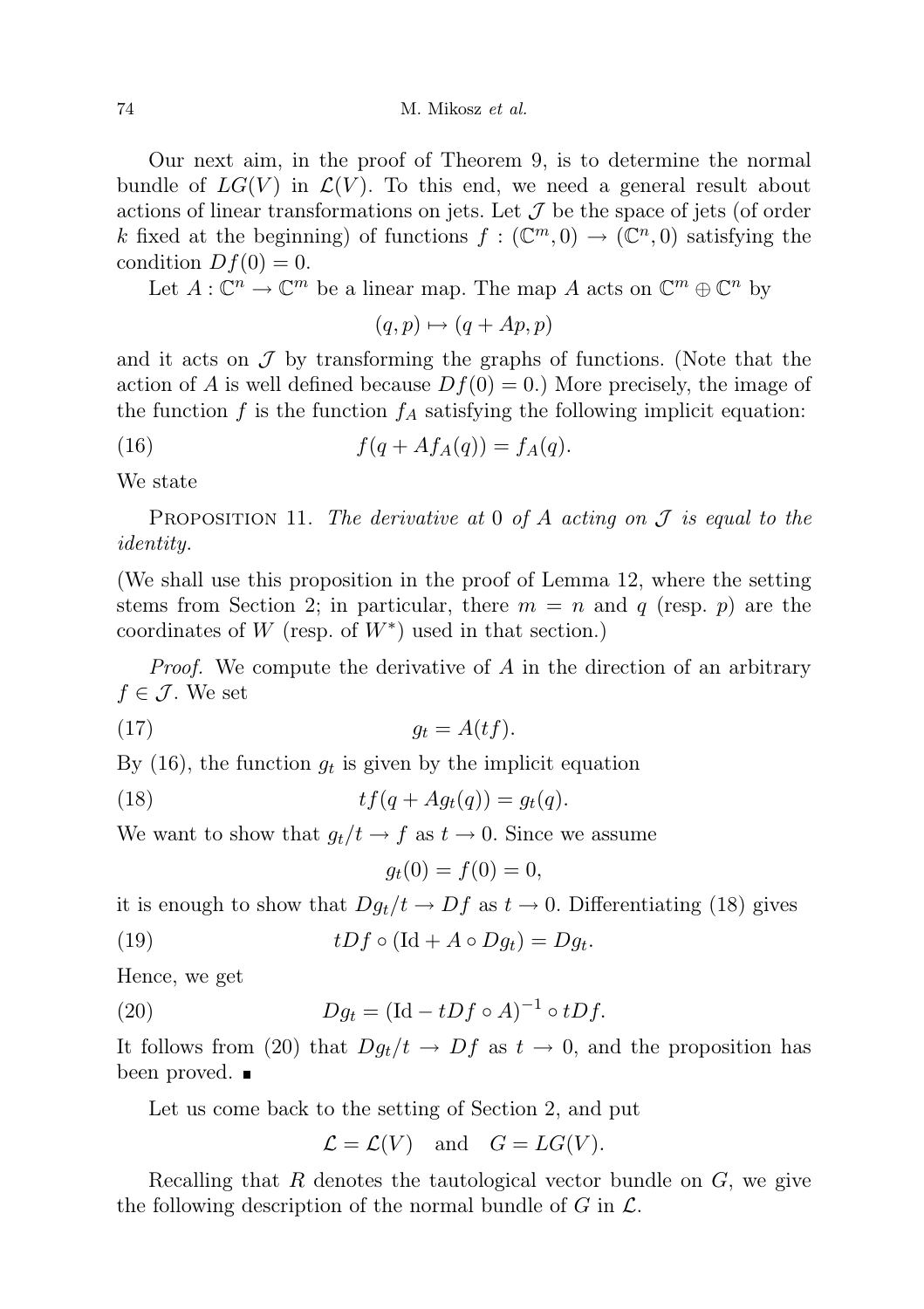Our next aim, in the proof of Theorem 9, is to determine the normal bundle of $LG(V)$ in $\mathcal{L}(V)$. To this end, we need a general result about actions of linear transformations on jets. Let $\mathcal{J}$ be the space of jets (of order $k$ fixed at the beginning) of functions $f : (\mathbb{C}^m, 0) \to (\mathbb{C}^n, 0)$ satisfying the condition $Df(0) = 0$.

Let $A : \mathbb{C}^n \to \mathbb{C}^m$ be a linear map. The map $A$ acts on $\mathbb{C}^m \oplus \mathbb{C}^n$ by

$$(q, p) \mapsto (q + Ap, p)$$

and it acts on $\mathcal{J}$ by transforming the graphs of functions. (Note that the action of $A$ is well defined because $Df(0) = 0$.) More precisely, the image of the function $f$ is the function $f_A$ satisfying the following implicit equation:

$$f(q + Af_A(q)) = f_A(q). \tag{16}$$

We state

Proposition 11. *The derivative at* $0$ *of* $A$ *acting on* $\mathcal{J}$ *is equal to the identity.*

(We shall use this proposition in the proof of Lemma 12, where the setting stems from Section 2; in particular, there $m = n$ and $q$ (resp. $p$) are the coordinates of $W$ (resp. of $W^*$) used in that section.)

*Proof.* We compute the derivative of $A$ in the direction of an arbitrary $f \in \mathcal{J}$. We set

$$g_t = A(tf). \tag{17}$$

By (16), the function $g_t$ is given by the implicit equation

$$tf(q + Ag_t(q)) = g_t(q). \tag{18}$$

We want to show that $g_t/t \to f$ as $t \to 0$. Since we assume

$$g_t(0) = f(0) = 0,$$

it is enough to show that $Dg_t/t \to Df$ as $t \to 0$. Differentiating (18) gives

$$tDf \circ (\mathrm{Id} + A \circ Dg_t) = Dg_t. \tag{19}$$

Hence, we get

$$Dg_t = (\mathrm{Id} - tDf \circ A)^{-1} \circ tDf. \tag{20}$$

It follows from (20) that $Dg_t/t \to Df$ as $t \to 0$, and the proposition has been proved. ∎

Let us come back to the setting of Section 2, and put

$$\mathcal{L} = \mathcal{L}(V) \quad \text{and} \quad G = LG(V).$$

Recalling that $R$ denotes the tautological vector bundle on $G$, we give the following description of the normal bundle of $G$ in $\mathcal{L}$.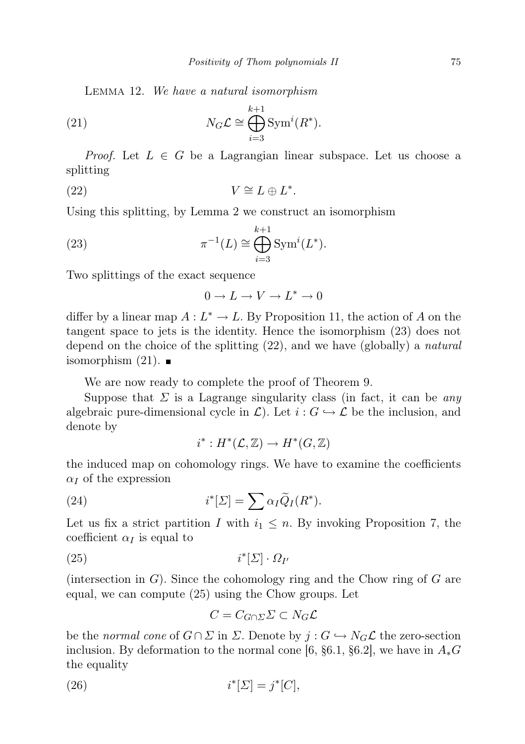Lemma 12. *We have a natural isomorphism*

$$N_G\mathcal{L} \cong \bigoplus_{i=3}^{k+1} \mathrm{Sym}^i(R^*). \tag{21}$$

*Proof.* Let $L \in G$ be a Lagrangian linear subspace. Let us choose a splitting

$$V \cong L \oplus L^*. \tag{22}$$

Using this splitting, by Lemma 2 we construct an isomorphism

$$\pi^{-1}(L) \cong \bigoplus_{i=3}^{k+1} \mathrm{Sym}^i(L^*). \tag{23}$$

Two splittings of the exact sequence

$$0 \to L \to V \to L^* \to 0$$

differ by a linear map $A : L^* \to L$. By Proposition 11, the action of $A$ on the tangent space to jets is the identity. Hence the isomorphism (23) does not depend on the choice of the splitting (22), and we have (globally) a *natural* isomorphism (21). ∎

We are now ready to complete the proof of Theorem 9.

Suppose that $\Sigma$ is a Lagrange singularity class (in fact, it can be *any* algebraic pure-dimensional cycle in $\mathcal{L}$). Let $i : G \hookrightarrow \mathcal{L}$ be the inclusion, and denote by

$$i^* : H^*(\mathcal{L}, \mathbb{Z}) \to H^*(G, \mathbb{Z})$$

the induced map on cohomology rings. We have to examine the coefficients $\alpha_I$ of the expression

$$i^*[\Sigma] = \sum \alpha_I \widetilde{Q}_I(R^*). \tag{24}$$

Let us fix a strict partition $I$ with $i_1 \leq n$. By invoking Proposition 7, the coefficient $\alpha_I$ is equal to

$$i^*[\Sigma] \cdot \Omega_{I'} \tag{25}$$

(intersection in $G$). Since the cohomology ring and the Chow ring of $G$ are equal, we can compute (25) using the Chow groups. Let

$$C = C_{G\cap\Sigma}\Sigma \subset N_G\mathcal{L}$$

be the *normal cone* of $G \cap \Sigma$ in $\Sigma$. Denote by $j : G \hookrightarrow N_G\mathcal{L}$ the zero-section inclusion. By deformation to the normal cone [6, §6.1, §6.2], we have in $A_*G$ the equality

$$i^*[\Sigma] = j^*[C], \tag{26}$$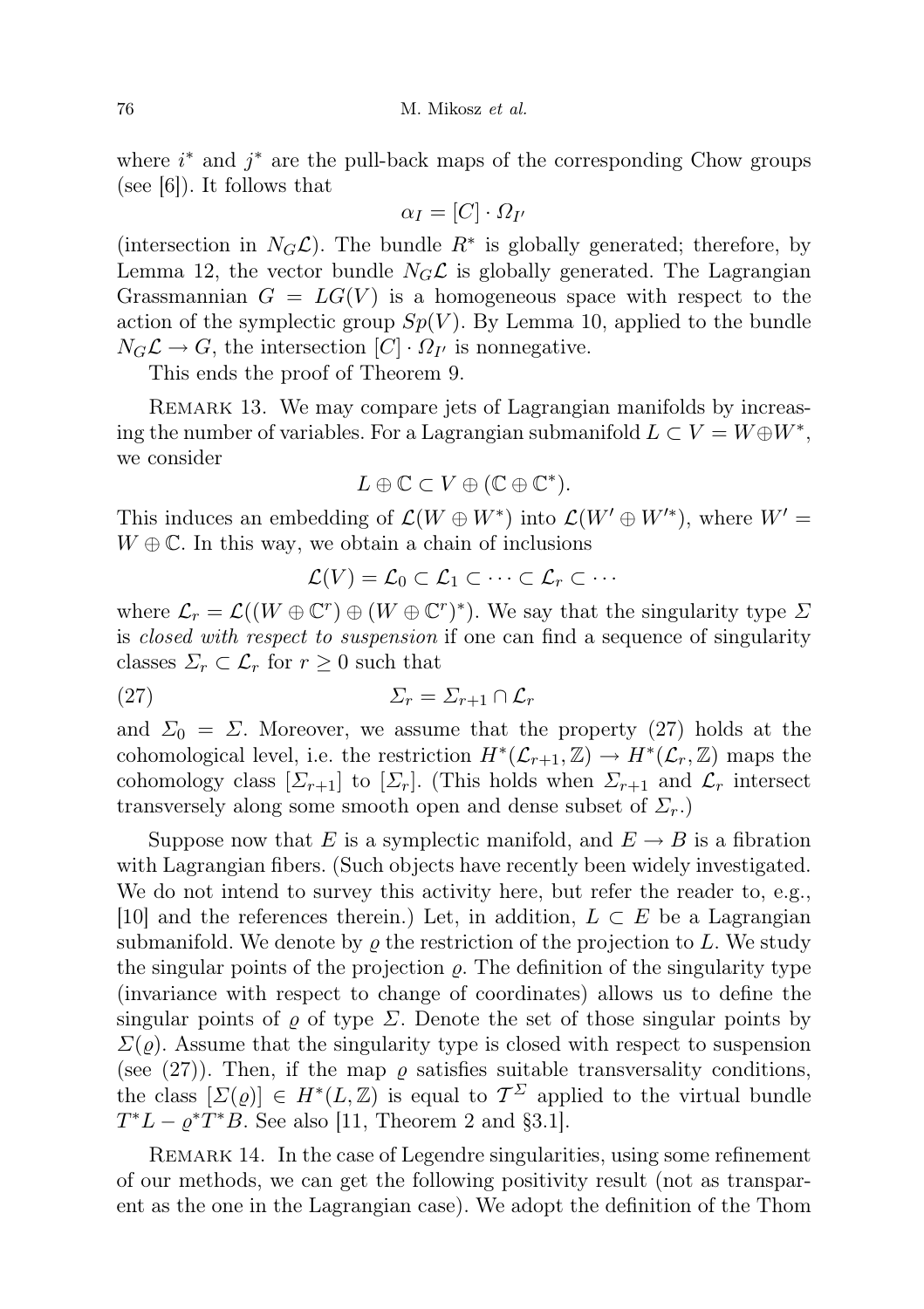where $i^*$ and $j^*$ are the pull-back maps of the corresponding Chow groups (see [6]). It follows that

$$\alpha_I = [C] \cdot \Omega_{I'}$$

(intersection in $N_G\mathcal{L}$). The bundle $R^*$ is globally generated; therefore, by Lemma 12, the vector bundle $N_G\mathcal{L}$ is globally generated. The Lagrangian Grassmannian $G = LG(V)$ is a homogeneous space with respect to the action of the symplectic group $Sp(V)$. By Lemma 10, applied to the bundle $N_G\mathcal{L} \to G$, the intersection $[C] \cdot \Omega_{I'}$ is nonnegative.

This ends the proof of Theorem 9.

Remark 13. We may compare jets of Lagrangian manifolds by increasing the number of variables. For a Lagrangian submanifold $L \subset V = W \oplus W^*$, we consider

$$L \oplus \mathbb{C} \subset V \oplus (\mathbb{C} \oplus \mathbb{C}^*).$$

This induces an embedding of $\mathcal{L}(W \oplus W^*)$ into $\mathcal{L}(W' \oplus W'^*)$, where $W' = W \oplus \mathbb{C}$. In this way, we obtain a chain of inclusions

$$\mathcal{L}(V) = \mathcal{L}_0 \subset \mathcal{L}_1 \subset \cdots \subset \mathcal{L}_r \subset \cdots$$

where $\mathcal{L}_r = \mathcal{L}((W \oplus \mathbb{C}^r) \oplus (W \oplus \mathbb{C}^r)^*)$. We say that the singularity type $\Sigma$ is *closed with respect to suspension* if one can find a sequence of singularity classes $\Sigma_r \subset \mathcal{L}_r$ for $r \geq 0$ such that

$$\Sigma_r = \Sigma_{r+1} \cap \mathcal{L}_r \tag{27}$$

and $\Sigma_0 = \Sigma$. Moreover, we assume that the property (27) holds at the cohomological level, i.e. the restriction $H^*(\mathcal{L}_{r+1}, \mathbb{Z}) \to H^*(\mathcal{L}_r, \mathbb{Z})$ maps the cohomology class $[\Sigma_{r+1}]$ to $[\Sigma_r]$. (This holds when $\Sigma_{r+1}$ and $\mathcal{L}_r$ intersect transversely along some smooth open and dense subset of $\Sigma_r$.)

Suppose now that $E$ is a symplectic manifold, and $E \to B$ is a fibration with Lagrangian fibers. (Such objects have recently been widely investigated. We do not intend to survey this activity here, but refer the reader to, e.g., [10] and the references therein.) Let, in addition, $L \subset E$ be a Lagrangian submanifold. We denote by $\varrho$ the restriction of the projection to $L$. We study the singular points of the projection $\varrho$. The definition of the singularity type (invariance with respect to change of coordinates) allows us to define the singular points of $\varrho$ of type $\Sigma$. Denote the set of those singular points by $\Sigma(\varrho)$. Assume that the singularity type is closed with respect to suspension (see (27)). Then, if the map $\varrho$ satisfies suitable transversality conditions, the class $[\Sigma(\varrho)] \in H^*(L, \mathbb{Z})$ is equal to $\mathcal{T}^\Sigma$ applied to the virtual bundle $T^*L - \varrho^*T^*B$. See also [11, Theorem 2 and §3.1].

Remark 14. In the case of Legendre singularities, using some refinement of our methods, we can get the following positivity result (not as transparent as the one in the Lagrangian case). We adopt the definition of the Thom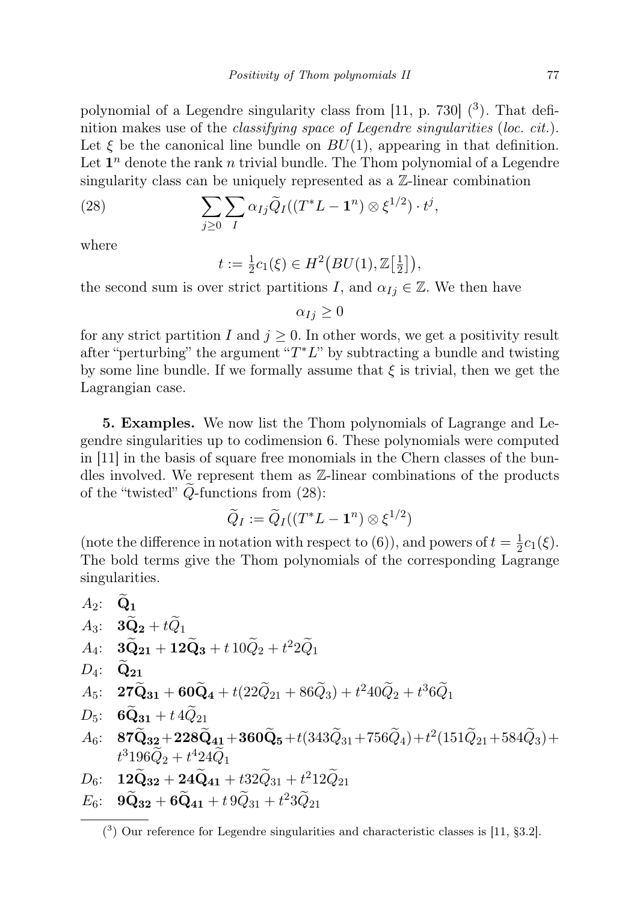polynomial of a Legendre singularity class from [11, p. 730] ([3]). That definition makes use of the *classifying space of Legendre singularities* (*loc. cit.*). Let $\xi$ be the canonical line bundle on $BU(1)$, appearing in that definition. Let $\mathbf{1}^n$ denote the rank $n$ trivial bundle. The Thom polynomial of a Legendre singularity class can be uniquely represented as a $\mathbb{Z}$-linear combination

$$\sum_{j\geq 0}\sum_{I} \alpha_{Ij}\widetilde{Q}_I((T^*L-\mathbf{1}^n)\otimes\xi^{1/2})\cdot t^j, \tag{28}$$

where

$$t := \tfrac{1}{2}c_1(\xi)\in H^2\big(BU(1),\mathbb{Z}\big[\tfrac{1}{2}\big]\big),$$

the second sum is over strict partitions $I$, and $\alpha_{Ij}\in\mathbb{Z}$. We then have

$$\alpha_{Ij}\geq 0$$

for any strict partition $I$ and $j\geq 0$. In other words, we get a positivity result after "perturbing" the argument "$T^*L$" by subtracting a bundle and twisting by some line bundle. If we formally assume that $\xi$ is trivial, then we get the Lagrangian case.

**5. Examples.** We now list the Thom polynomials of Lagrange and Legendre singularities up to codimension 6. These polynomials were computed in [11] in the basis of square free monomials in the Chern classes of the bundles involved. We represent them as $\mathbb{Z}$-linear combinations of the products of the "twisted" $\widetilde{Q}$-functions from (28):

$$\widetilde{Q}_I := \widetilde{Q}_I((T^*L-\mathbf{1}^n)\otimes\xi^{1/2})$$

(note the difference in notation with respect to (6)), and powers of $t=\frac{1}{2}c_1(\xi)$. The bold terms give the Thom polynomials of the corresponding Lagrange singularities.

$A_2$: $\mathbf{\widetilde{Q}_1}$

$A_3$: $\mathbf{3\widetilde{Q}_2} + t\widetilde{Q}_1$

$A_4$: $\mathbf{3\widetilde{Q}_{21}+12\widetilde{Q}_3} + t\,10\widetilde{Q}_2 + t^2 2\widetilde{Q}_1$

$D_4$: $\mathbf{\widetilde{Q}_{21}}$

$A_5$: $\mathbf{27\widetilde{Q}_{31}+60\widetilde{Q}_4} + t(22\widetilde{Q}_{21}+86\widetilde{Q}_3) + t^2 40\widetilde{Q}_2 + t^3 6\widetilde{Q}_1$

$D_5$: $\mathbf{6\widetilde{Q}_{31}} + t\,4\widetilde{Q}_{21}$

$A_6$: $\mathbf{87\widetilde{Q}_{32}+228\widetilde{Q}_{41}+360\widetilde{Q}_5} + t(343\widetilde{Q}_{31}+756\widetilde{Q}_4) + t^2(151\widetilde{Q}_{21}+584\widetilde{Q}_3) + t^3 196\widetilde{Q}_2 + t^4 24\widetilde{Q}_1$

$D_6$: $\mathbf{12\widetilde{Q}_{32}+24\widetilde{Q}_{41}} + t 32\widetilde{Q}_{31} + t^2 12\widetilde{Q}_{21}$

$E_6$: $\mathbf{9\widetilde{Q}_{32}+6\widetilde{Q}_{41}} + t\,9\widetilde{Q}_{31} + t^2 3\widetilde{Q}_{21}$

---

([3]) Our reference for Legendre singularities and characteristic classes is [11, §3.2].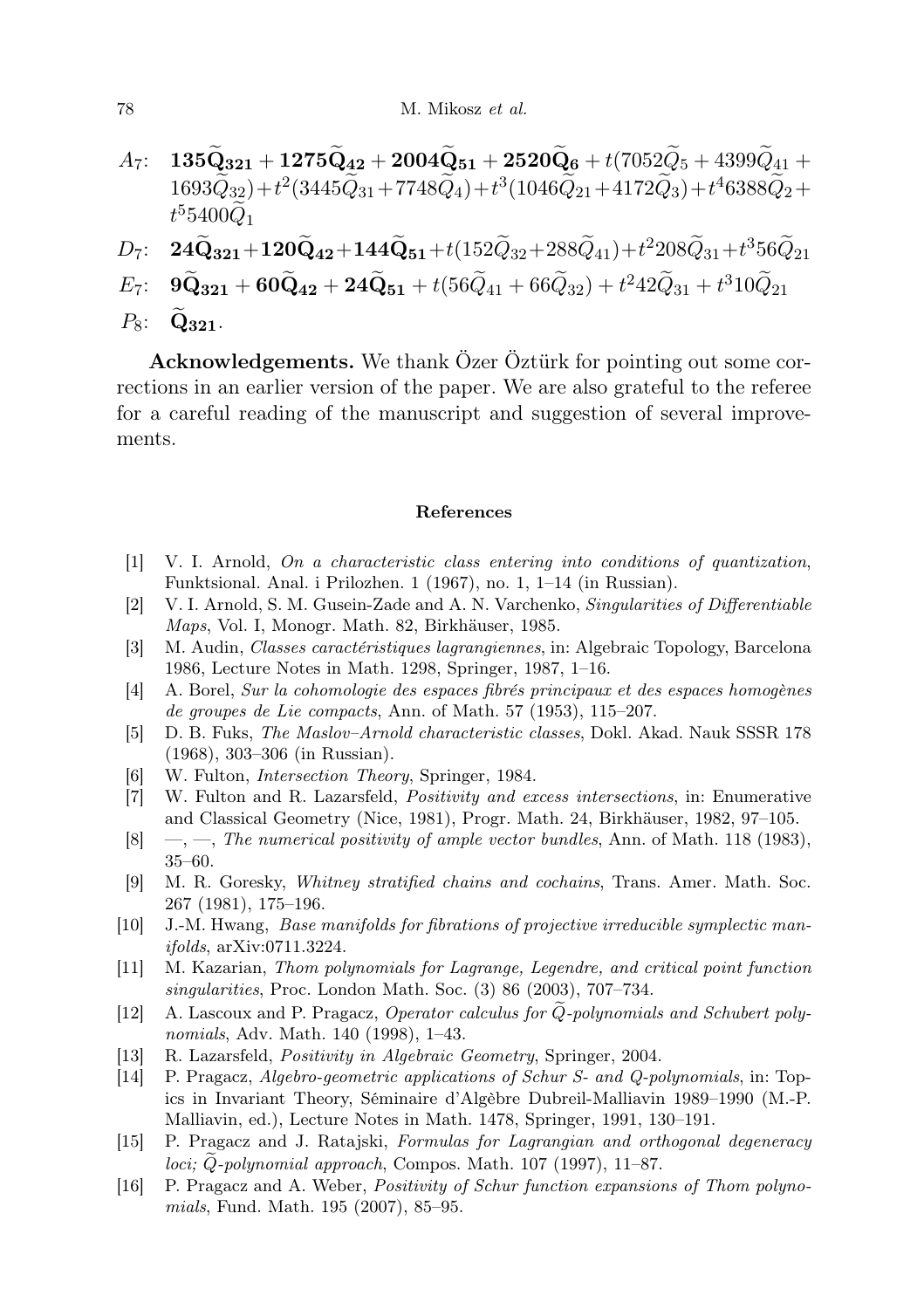$A_7$: $\mathbf{135\widetilde{Q}_{321} + 1275\widetilde{Q}_{42} + 2004\widetilde{Q}_{51} + 2520\widetilde{Q}_{6}} + t(7052\widetilde{Q}_5 + 4399\widetilde{Q}_{41} + 1693\widetilde{Q}_{32}) + t^2(3445\widetilde{Q}_{31} + 7748\widetilde{Q}_4) + t^3(1046\widetilde{Q}_{21} + 4172\widetilde{Q}_3) + t^4 6388\widetilde{Q}_2 + t^5 5400\widetilde{Q}_1$

$D_7$: $\mathbf{24\widetilde{Q}_{321} + 120\widetilde{Q}_{42} + 144\widetilde{Q}_{51}} + t(152\widetilde{Q}_{32} + 288\widetilde{Q}_{41}) + t^2 208\widetilde{Q}_{31} + t^3 56\widetilde{Q}_{21}$

$E_7$: $\mathbf{9\widetilde{Q}_{321} + 60\widetilde{Q}_{42} + 24\widetilde{Q}_{51}} + t(56\widetilde{Q}_{41} + 66\widetilde{Q}_{32}) + t^2 42\widetilde{Q}_{31} + t^3 10\widetilde{Q}_{21}$

$P_8$: $\mathbf{\widetilde{Q}_{321}}$.

**Acknowledgements.** We thank Özer Öztürk for pointing out some corrections in an earlier version of the paper. We are also grateful to the referee for a careful reading of the manuscript and suggestion of several improvements.

## References

[1] V. I. Arnold, *On a characteristic class entering into conditions of quantization*, Funktsional. Anal. i Prilozhen. 1 (1967), no. 1, 1–14 (in Russian).

[2] V. I. Arnold, S. M. Gusein-Zade and A. N. Varchenko, *Singularities of Differentiable Maps*, Vol. I, Monogr. Math. 82, Birkhäuser, 1985.

[3] M. Audin, *Classes caractéristiques lagrangiennes*, in: Algebraic Topology, Barcelona 1986, Lecture Notes in Math. 1298, Springer, 1987, 1–16.

[4] A. Borel, *Sur la cohomologie des espaces fibrés principaux et des espaces homogènes de groupes de Lie compacts*, Ann. of Math. 57 (1953), 115–207.

[5] D. B. Fuks, *The Maslov–Arnold characteristic classes*, Dokl. Akad. Nauk SSSR 178 (1968), 303–306 (in Russian).

[6] W. Fulton, *Intersection Theory*, Springer, 1984.

[7] W. Fulton and R. Lazarsfeld, *Positivity and excess intersections*, in: Enumerative and Classical Geometry (Nice, 1981), Progr. Math. 24, Birkhäuser, 1982, 97–105.

[8] —, —, *The numerical positivity of ample vector bundles*, Ann. of Math. 118 (1983), 35–60.

[9] M. R. Goresky, *Whitney stratified chains and cochains*, Trans. Amer. Math. Soc. 267 (1981), 175–196.

[10] J.-M. Hwang, *Base manifolds for fibrations of projective irreducible symplectic manifolds*, arXiv:0711.3224.

[11] M. Kazarian, *Thom polynomials for Lagrange, Legendre, and critical point function singularities*, Proc. London Math. Soc. (3) 86 (2003), 707–734.

[12] A. Lascoux and P. Pragacz, *Operator calculus for $\widetilde{Q}$-polynomials and Schubert polynomials*, Adv. Math. 140 (1998), 1–43.

[13] R. Lazarsfeld, *Positivity in Algebraic Geometry*, Springer, 2004.

[14] P. Pragacz, *Algebro-geometric applications of Schur S- and Q-polynomials*, in: Topics in Invariant Theory, Séminaire d'Algèbre Dubreil-Malliavin 1989–1990 (M.-P. Malliavin, ed.), Lecture Notes in Math. 1478, Springer, 1991, 130–191.

[15] P. Pragacz and J. Ratajski, *Formulas for Lagrangian and orthogonal degeneracy loci; $\widetilde{Q}$-polynomial approach*, Compos. Math. 107 (1997), 11–87.

[16] P. Pragacz and A. Weber, *Positivity of Schur function expansions of Thom polynomials*, Fund. Math. 195 (2007), 85–95.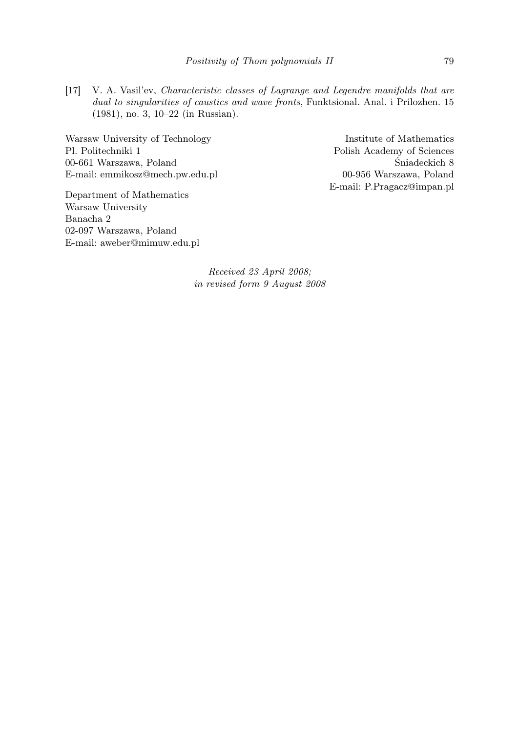[17] V. A. Vasil'ev, *Characteristic classes of Lagrange and Legendre manifolds that are dual to singularities of caustics and wave fronts*, Funktsional. Anal. i Prilozhen. 15 (1981), no. 3, 10–22 (in Russian).

Warsaw University of Technology
Pl. Politechniki 1
00-661 Warszawa, Poland
E-mail: emmikosz@mech.pw.edu.pl

Department of Mathematics
Warsaw University
Banacha 2
02-097 Warszawa, Poland
E-mail: aweber@mimuw.edu.pl

Institute of Mathematics
Polish Academy of Sciences
Śniadeckich 8
00-956 Warszawa, Poland
E-mail: P.Pragacz@impan.pl

*Received 23 April 2008;*
*in revised form 9 August 2008*